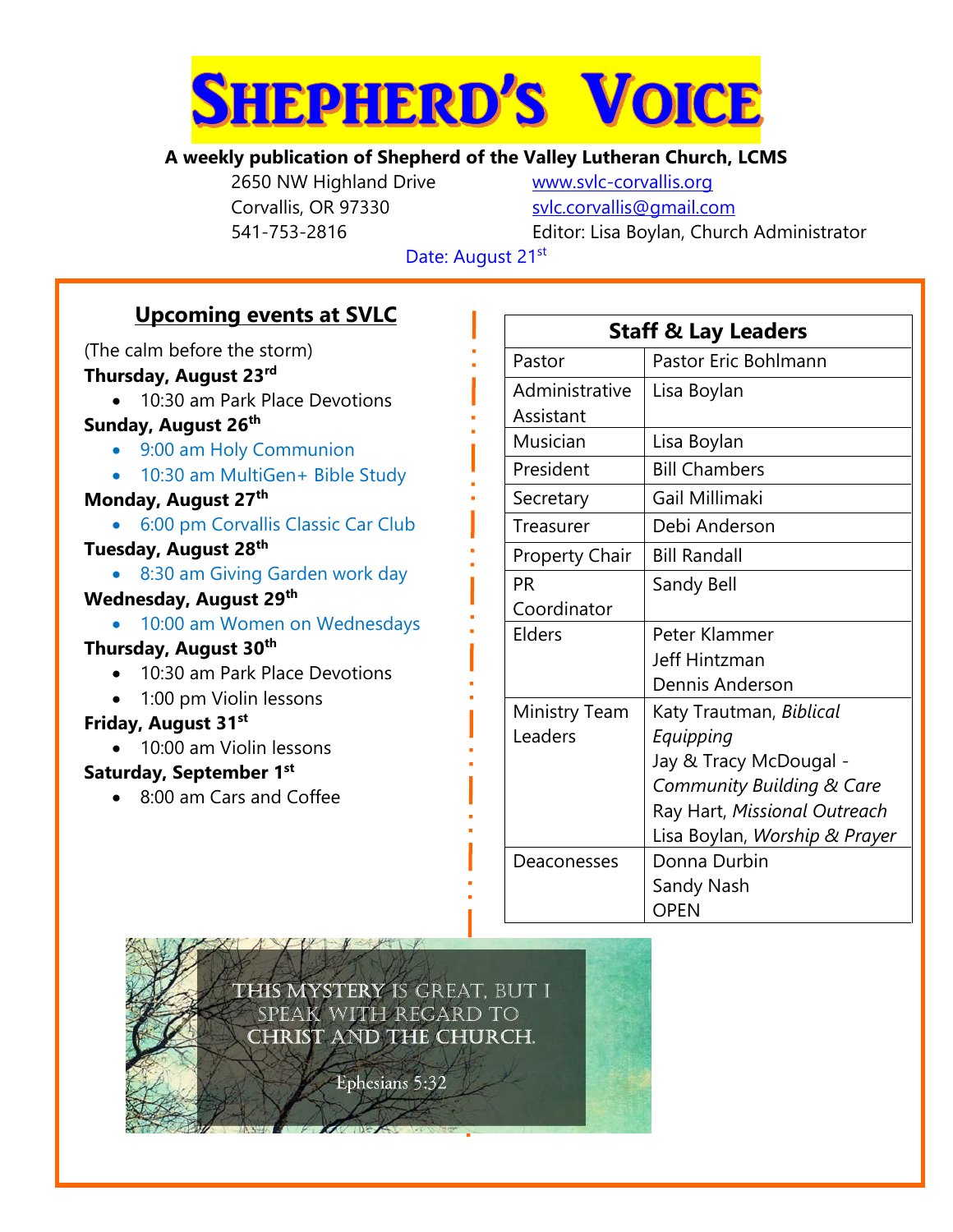# Shepherd's Voice

**A weekly publication of Shepherd of the Valley Lutheran Church, LCMS**

2650 NW Highland Drive
Corvallis, OR 97330
541-753-2816

www.svlc-corvallis.org
svlc.corvallis@gmail.com
Editor: Lisa Boylan, Church Administrator

Date: August 21st

## Upcoming events at SVLC

(The calm before the storm)

**Thursday, August 23rd**

- 10:30 am Park Place Devotions

**Sunday, August 26th**

- 9:00 am Holy Communion
- 10:30 am MultiGen+ Bible Study

**Monday, August 27th**

- 6:00 pm Corvallis Classic Car Club

**Tuesday, August 28th**

- 8:30 am Giving Garden work day

**Wednesday, August 29th**

- 10:00 am Women on Wednesdays

**Thursday, August 30th**

- 10:30 am Park Place Devotions
- 1:00 pm Violin lessons

**Friday, August 31st**

- 10:00 am Violin lessons

**Saturday, September 1st**

- 8:00 am Cars and Coffee

| Staff & Lay Leaders | |
|---|---|
| Pastor | Pastor Eric Bohlmann |
| Administrative Assistant | Lisa Boylan |
| Musician | Lisa Boylan |
| President | Bill Chambers |
| Secretary | Gail Millimaki |
| Treasurer | Debi Anderson |
| Property Chair | Bill Randall |
| PR Coordinator | Sandy Bell |
| Elders | Peter Klammer<br>Jeff Hintzman<br>Dennis Anderson |
| Ministry Team Leaders | Katy Trautman, *Biblical Equipping*<br>Jay & Tracy McDougal - *Community Building & Care*<br>Ray Hart, *Missional Outreach*<br>Lisa Boylan, *Worship & Prayer* |
| Deaconesses | Donna Durbin<br>Sandy Nash<br>OPEN |

This mystery is great, but I speak with regard to Christ and the church.

Ephesians 5:32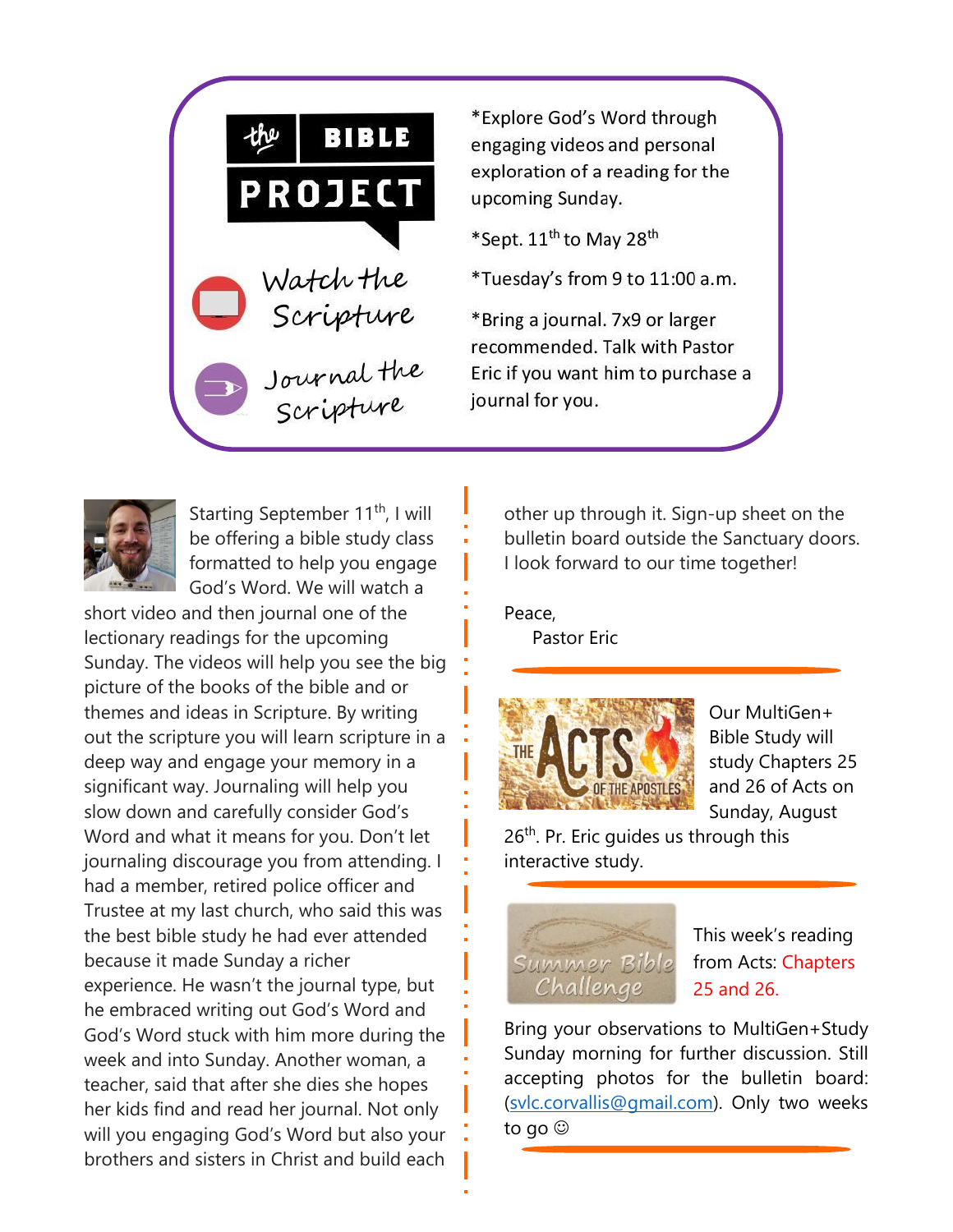**the BIBLE PROJECT**

Watch the Scripture

Journal the Scripture

*Explore God's Word through engaging videos and personal exploration of a reading for the upcoming Sunday.

*Sept. 11th to May 28th

*Tuesday's from 9 to 11:00 a.m.

*Bring a journal. 7x9 or larger recommended. Talk with Pastor Eric if you want him to purchase a journal for you.

Starting September 11th, I will be offering a bible study class formatted to help you engage God's Word. We will watch a short video and then journal one of the lectionary readings for the upcoming Sunday. The videos will help you see the big picture of the books of the bible and or themes and ideas in Scripture. By writing out the scripture you will learn scripture in a deep way and engage your memory in a significant way. Journaling will help you slow down and carefully consider God's Word and what it means for you. Don't let journaling discourage you from attending. I had a member, retired police officer and Trustee at my last church, who said this was the best bible study he had ever attended because it made Sunday a richer experience. He wasn't the journal type, but he embraced writing out God's Word and God's Word stuck with him more during the week and into Sunday. Another woman, a teacher, said that after she dies she hopes her kids find and read her journal. Not only will you engaging God's Word but also your brothers and sisters in Christ and build each other up through it. Sign-up sheet on the bulletin board outside the Sanctuary doors. I look forward to our time together!

Peace,
Pastor Eric

---

THE ACTS OF THE APOSTLES

Our MultiGen+ Bible Study will study Chapters 25 and 26 of Acts on Sunday, August 26th. Pr. Eric guides us through this interactive study.

---

Summer Bible Challenge

This week's reading from Acts: Chapters 25 and 26.

Bring your observations to MultiGen+Study Sunday morning for further discussion. Still accepting photos for the bulletin board: (svlc.corvallis@gmail.com). Only two weeks to go ☺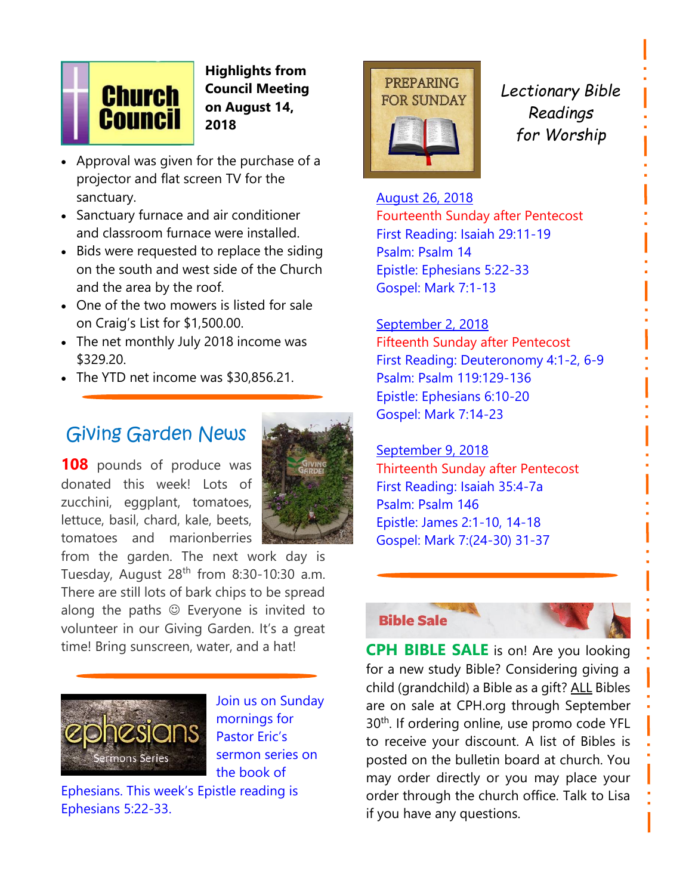## Highlights from Council Meeting on August 14, 2018

- Approval was given for the purchase of a projector and flat screen TV for the sanctuary.
- Sanctuary furnace and air conditioner and classroom furnace were installed.
- Bids were requested to replace the siding on the south and west side of the Church and the area by the roof.
- One of the two mowers is listed for sale on Craig's List for $1,500.00.
- The net monthly July 2018 income was $329.20.
- The YTD net income was $30,856.21.

## Giving Garden News

**108** pounds of produce was donated this week! Lots of zucchini, eggplant, tomatoes, lettuce, basil, chard, kale, beets, tomatoes and marionberries from the garden. The next work day is Tuesday, August 28th from 8:30-10:30 a.m. There are still lots of bark chips to be spread along the paths ☺ Everyone is invited to volunteer in our Giving Garden. It's a great time! Bring sunscreen, water, and a hat!

Join us on Sunday mornings for Pastor Eric's sermon series on the book of Ephesians. This week's Epistle reading is Ephesians 5:22-33.

## *Lectionary Bible Readings for Worship*

August 26, 2018
Fourteenth Sunday after Pentecost
First Reading: Isaiah 29:11-19
Psalm: Psalm 14
Epistle: Ephesians 5:22-33
Gospel: Mark 7:1-13

September 2, 2018
Fifteenth Sunday after Pentecost
First Reading: Deuteronomy 4:1-2, 6-9
Psalm: Psalm 119:129-136
Epistle: Ephesians 6:10-20
Gospel: Mark 7:14-23

September 9, 2018
Thirteenth Sunday after Pentecost
First Reading: Isaiah 35:4-7a
Psalm: Psalm 146
Epistle: James 2:1-10, 14-18
Gospel: Mark 7:(24-30) 31-37

## Bible Sale

**CPH BIBLE SALE** is on! Are you looking for a new study Bible? Considering giving a child (grandchild) a Bible as a gift? ALL Bibles are on sale at CPH.org through September 30th. If ordering online, use promo code YFL to receive your discount. A list of Bibles is posted on the bulletin board at church. You may order directly or you may place your order through the church office. Talk to Lisa if you have any questions.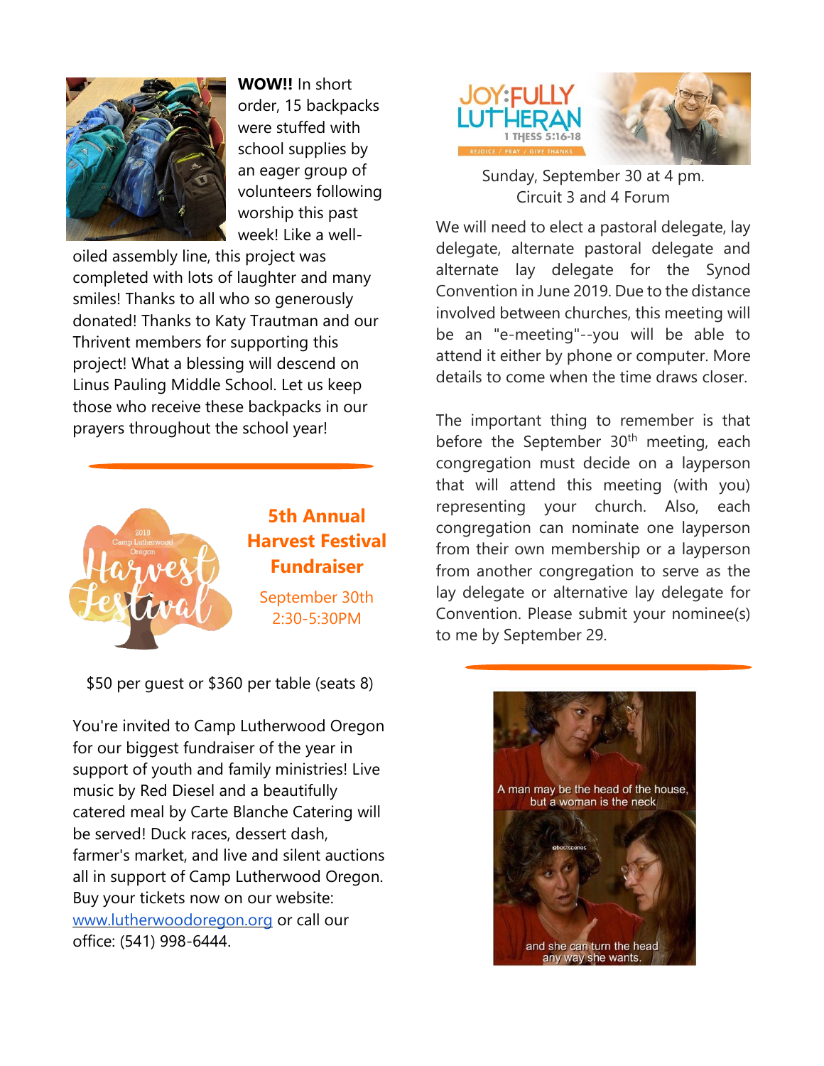**WOW!!** In short order, 15 backpacks were stuffed with school supplies by an eager group of volunteers following worship this past week! Like a well-oiled assembly line, this project was completed with lots of laughter and many smiles! Thanks to all who so generously donated! Thanks to Katy Trautman and our Thrivent members for supporting this project! What a blessing will descend on Linus Pauling Middle School. Let us keep those who receive these backpacks in our prayers throughout the school year!

---

## 5th Annual Harvest Festival Fundraiser

September 30th
2:30-5:30PM

$50 per guest or $360 per table (seats 8)

You're invited to Camp Lutherwood Oregon for our biggest fundraiser of the year in support of youth and family ministries! Live music by Red Diesel and a beautifully catered meal by Carte Blanche Catering will be served! Duck races, dessert dash, farmer's market, and live and silent auctions all in support of Camp Lutherwood Oregon. Buy your tickets now on our website: www.lutherwoodoregon.org or call our office: (541) 998-6444.

Sunday, September 30 at 4 pm.
Circuit 3 and 4 Forum

We will need to elect a pastoral delegate, lay delegate, alternate pastoral delegate and alternate lay delegate for the Synod Convention in June 2019. Due to the distance involved between churches, this meeting will be an "e-meeting"--you will be able to attend it either by phone or computer. More details to come when the time draws closer.

The important thing to remember is that before the September 30th meeting, each congregation must decide on a layperson that will attend this meeting (with you) representing your church. Also, each congregation can nominate one layperson from their own membership or a layperson from another congregation to serve as the lay delegate or alternative lay delegate for Convention. Please submit your nominee(s) to me by September 29.

---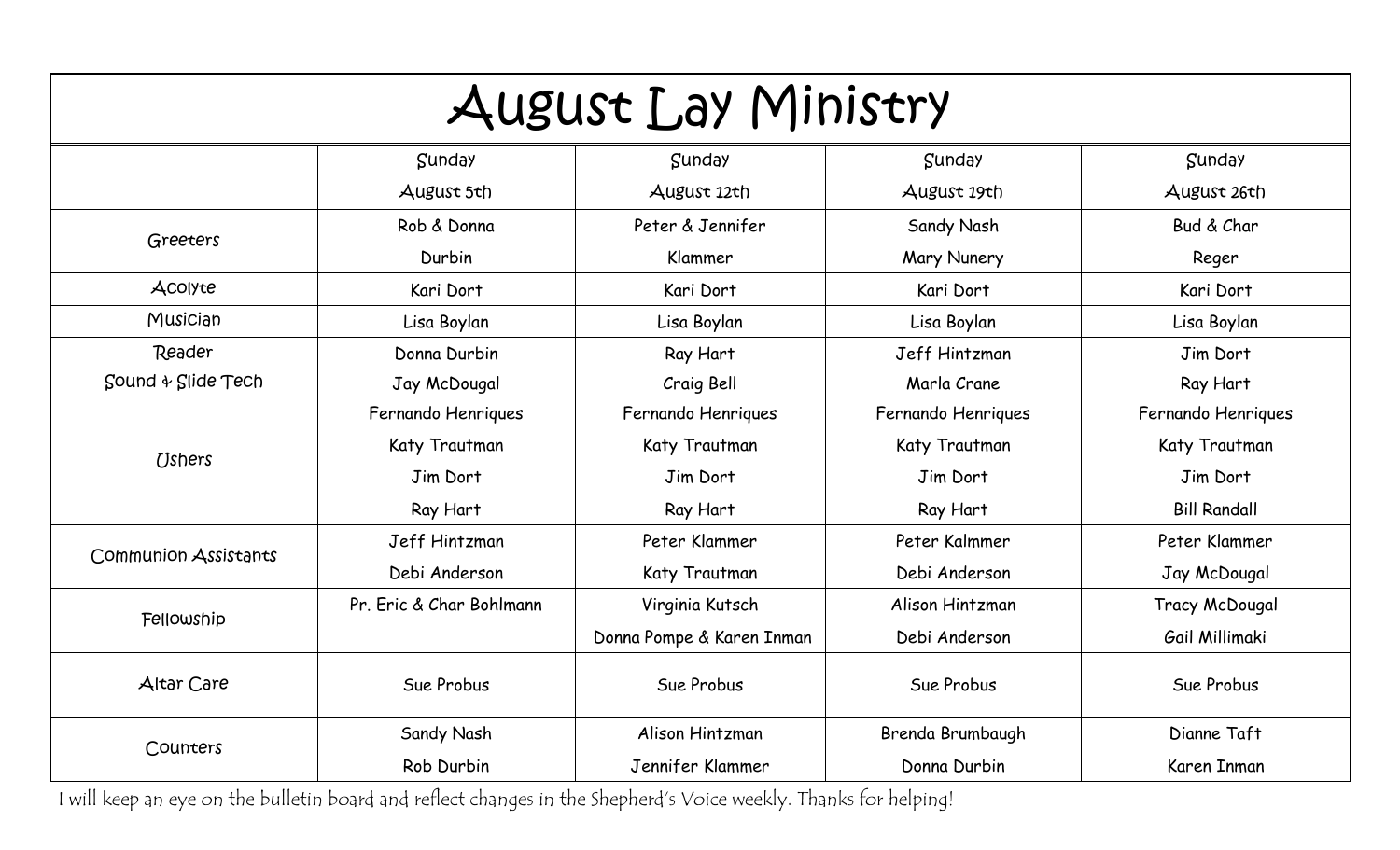# August Lay Ministry

| | Sunday August 5th | Sunday August 12th | Sunday August 19th | Sunday August 26th |
|---|---|---|---|---|
| Greeters | Rob & Donna Durbin | Peter & Jennifer Klammer | Sandy Nash Mary Nunery | Bud & Char Reger |
| Acolyte | Kari Dort | Kari Dort | Kari Dort | Kari Dort |
| Musician | Lisa Boylan | Lisa Boylan | Lisa Boylan | Lisa Boylan |
| Reader | Donna Durbin | Ray Hart | Jeff Hintzman | Jim Dort |
| Sound & Slide Tech | Jay McDougal | Craig Bell | Marla Crane | Ray Hart |
| Ushers | Fernando Henriques Katy Trautman Jim Dort Ray Hart | Fernando Henriques Katy Trautman Jim Dort Ray Hart | Fernando Henriques Katy Trautman Jim Dort Ray Hart | Fernando Henriques Katy Trautman Jim Dort Bill Randall |
| Communion Assistants | Jeff Hintzman Debi Anderson | Peter Klammer Katy Trautman | Peter Kalmmer Debi Anderson | Peter Klammer Jay McDougal |
| Fellowship | Pr. Eric & Char Bohlmann | Virginia Kutsch Donna Pompe & Karen Inman | Alison Hintzman Debi Anderson | Tracy McDougal Gail Millimaki |
| Altar Care | Sue Probus | Sue Probus | Sue Probus | Sue Probus |
| Counters | Sandy Nash Rob Durbin | Alison Hintzman Jennifer Klammer | Brenda Brumbaugh Donna Durbin | Dianne Taft Karen Inman |

I will keep an eye on the bulletin board and reflect changes in the Shepherd's Voice weekly. Thanks for helping!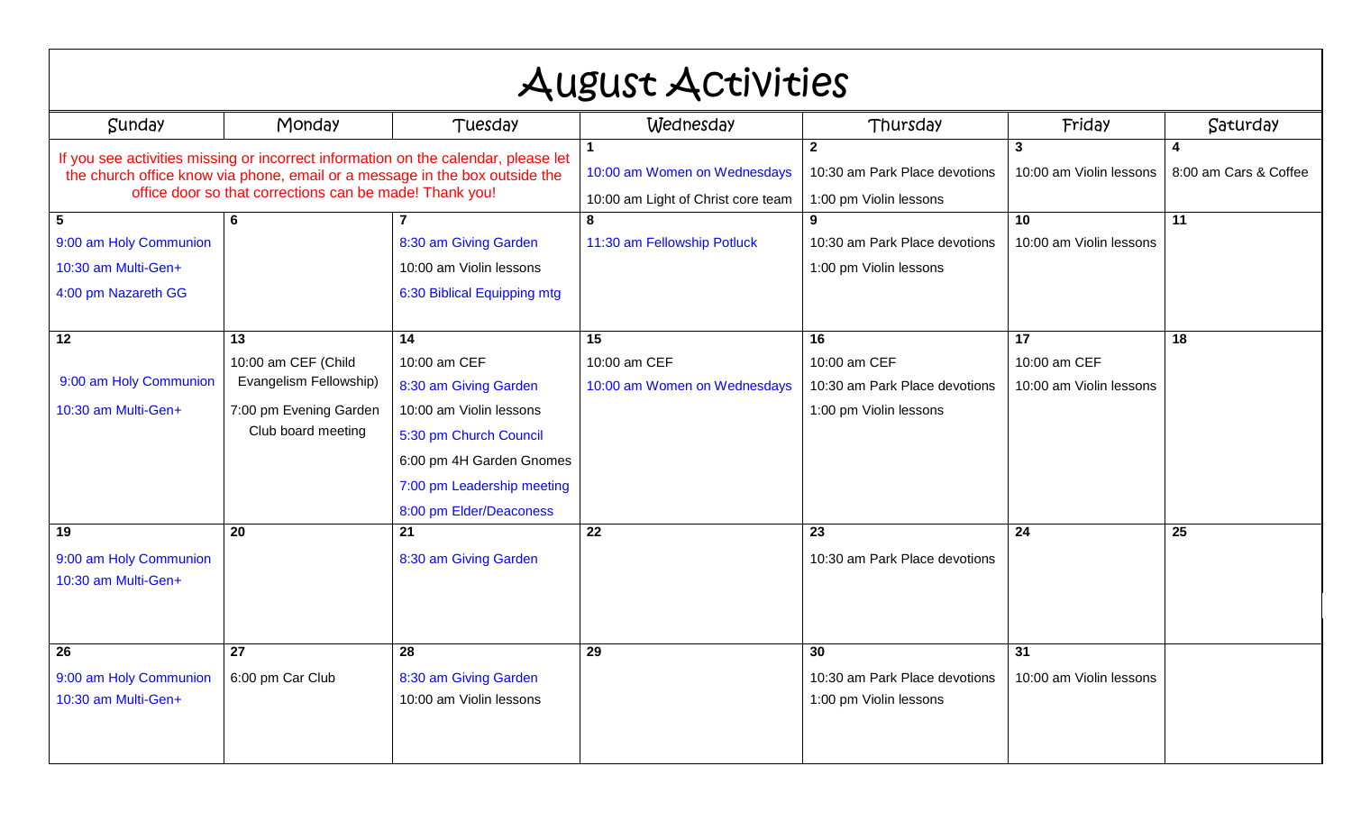# August Activities

| Sunday | Monday | Tuesday | Wednesday | Thursday | Friday | Saturday |
|---|---|---|---|---|---|---|
| If you see activities missing or incorrect information on the calendar, please let the church office know via phone, email or a message in the box outside the office door so that corrections can be made! Thank you! | | | **1**<br>10:00 am Women on Wednesdays<br>10:00 am Light of Christ core team | **2**<br>10:30 am Park Place devotions<br>1:00 pm Violin lessons | **3**<br>10:00 am Violin lessons | **4**<br>8:00 am Cars & Coffee |
| **5**<br>9:00 am Holy Communion<br>10:30 am Multi-Gen+<br>4:00 pm Nazareth GG | **6** | **7**<br>8:30 am Giving Garden<br>10:00 am Violin lessons<br>6:30 Biblical Equipping mtg | **8**<br>11:30 am Fellowship Potluck | **9**<br>10:30 am Park Place devotions<br>1:00 pm Violin lessons | **10**<br>10:00 am Violin lessons | **11** |
| **12**<br>9:00 am Holy Communion<br>10:30 am Multi-Gen+ | **13**<br>10:00 am CEF (Child Evangelism Fellowship)<br>7:00 pm Evening Garden Club board meeting | **14**<br>10:00 am CEF<br>8:30 am Giving Garden<br>10:00 am Violin lessons<br>5:30 pm Church Council<br>6:00 pm 4H Garden Gnomes<br>7:00 pm Leadership meeting<br>8:00 pm Elder/Deaconess | **15**<br>10:00 am CEF<br>10:00 am Women on Wednesdays | **16**<br>10:00 am CEF<br>10:30 am Park Place devotions<br>1:00 pm Violin lessons | **17**<br>10:00 am CEF<br>10:00 am Violin lessons | **18** |
| **19**<br>9:00 am Holy Communion<br>10:30 am Multi-Gen+ | **20** | **21**<br>8:30 am Giving Garden | **22** | **23**<br>10:30 am Park Place devotions | **24** | **25** |
| **26**<br>9:00 am Holy Communion<br>10:30 am Multi-Gen+ | **27**<br>6:00 pm Car Club | **28**<br>8:30 am Giving Garden<br>10:00 am Violin lessons | **29** | **30**<br>10:30 am Park Place devotions<br>1:00 pm Violin lessons | **31**<br>10:00 am Violin lessons | |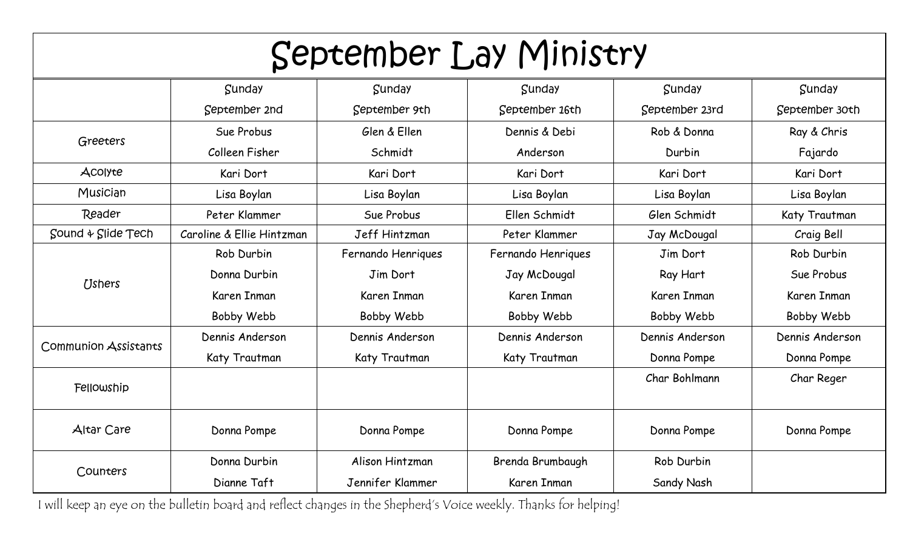# September Lay Ministry

| | Sunday September 2nd | Sunday September 9th | Sunday September 16th | Sunday September 23rd | Sunday September 30th |
|---|---|---|---|---|---|
| Greeters | Sue Probus<br>Colleen Fisher | Glen & Ellen<br>Schmidt | Dennis & Debi<br>Anderson | Rob & Donna<br>Durbin | Ray & Chris<br>Fajardo |
| Acolyte | Kari Dort | Kari Dort | Kari Dort | Kari Dort | Kari Dort |
| Musician | Lisa Boylan | Lisa Boylan | Lisa Boylan | Lisa Boylan | Lisa Boylan |
| Reader | Peter Klammer | Sue Probus | Ellen Schmidt | Glen Schmidt | Katy Trautman |
| Sound & Slide Tech | Caroline & Ellie Hintzman | Jeff Hintzman | Peter Klammer | Jay McDougal | Craig Bell |
| Ushers | Rob Durbin<br>Donna Durbin<br>Karen Inman<br>Bobby Webb | Fernando Henriques<br>Jim Dort<br>Karen Inman<br>Bobby Webb | Fernando Henriques<br>Jay McDougal<br>Karen Inman<br>Bobby Webb | Jim Dort<br>Ray Hart<br>Karen Inman<br>Bobby Webb | Rob Durbin<br>Sue Probus<br>Karen Inman<br>Bobby Webb |
| Communion Assistants | Dennis Anderson<br>Katy Trautman | Dennis Anderson<br>Katy Trautman | Dennis Anderson<br>Katy Trautman | Dennis Anderson<br>Donna Pompe | Dennis Anderson<br>Donna Pompe |
| Fellowship | | | | Char Bohlmann | Char Reger |
| Altar Care | Donna Pompe | Donna Pompe | Donna Pompe | Donna Pompe | Donna Pompe |
| Counters | Donna Durbin<br>Dianne Taft | Alison Hintzman<br>Jennifer Klammer | Brenda Brumbaugh<br>Karen Inman | Rob Durbin<br>Sandy Nash | |

I will keep an eye on the bulletin board and reflect changes in the Shepherd's Voice weekly. Thanks for helping!